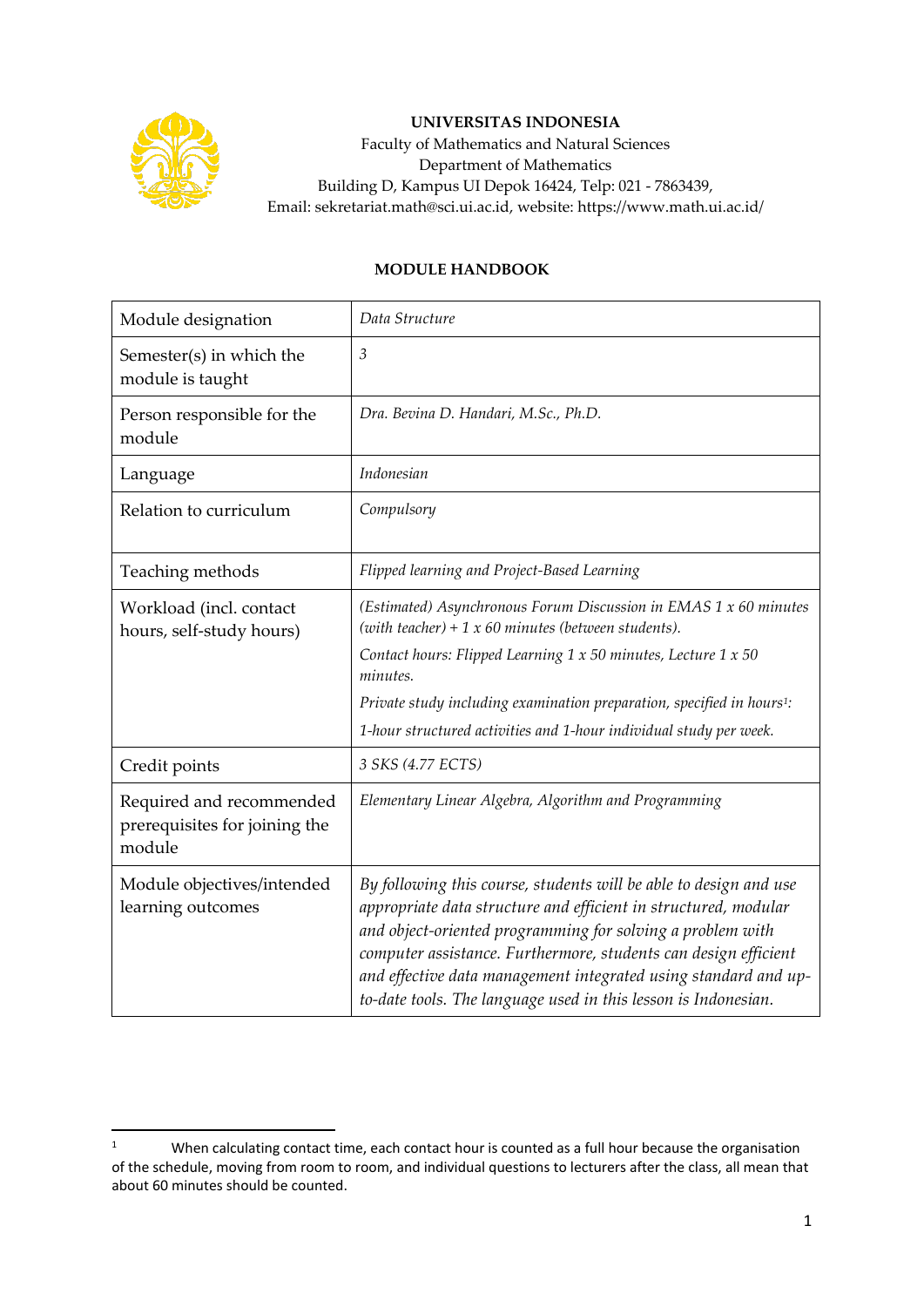**UNIVERSITAS INDONESIA**
Faculty of Mathematics and Natural Sciences
Department of Mathematics
Building D, Kampus UI Depok 16424, Telp: 021 - 7863439,
Email: sekretariat.math@sci.ui.ac.id, website: https://www.math.ui.ac.id/

**MODULE HANDBOOK**

| Module designation | *Data Structure* |
|---|---|
| Semester(s) in which the module is taught | *3* |
| Person responsible for the module | *Dra. Bevina D. Handari, M.Sc., Ph.D.* |
| Language | *Indonesian* |
| Relation to curriculum | *Compulsory* |
| Teaching methods | *Flipped learning and Project-Based Learning* |
| Workload (incl. contact hours, self-study hours) | *(Estimated) Asynchronous Forum Discussion in EMAS 1 x 60 minutes (with teacher) + 1 x 60 minutes (between students).* <br> *Contact hours: Flipped Learning 1 x 50 minutes, Lecture 1 x 50 minutes.* <br> *Private study including examination preparation, specified in hours[1]:* <br> *1-hour structured activities and 1-hour individual study per week.* |
| Credit points | *3 SKS (4.77 ECTS)* |
| Required and recommended prerequisites for joining the module | *Elementary Linear Algebra, Algorithm and Programming* |
| Module objectives/intended learning outcomes | *By following this course, students will be able to design and use appropriate data structure and efficient in structured, modular and object-oriented programming for solving a problem with computer assistance. Furthermore, students can design efficient and effective data management integrated using standard and up-to-date tools. The language used in this lesson is Indonesian.* |

[1] When calculating contact time, each contact hour is counted as a full hour because the organisation of the schedule, moving from room to room, and individual questions to lecturers after the class, all mean that about 60 minutes should be counted.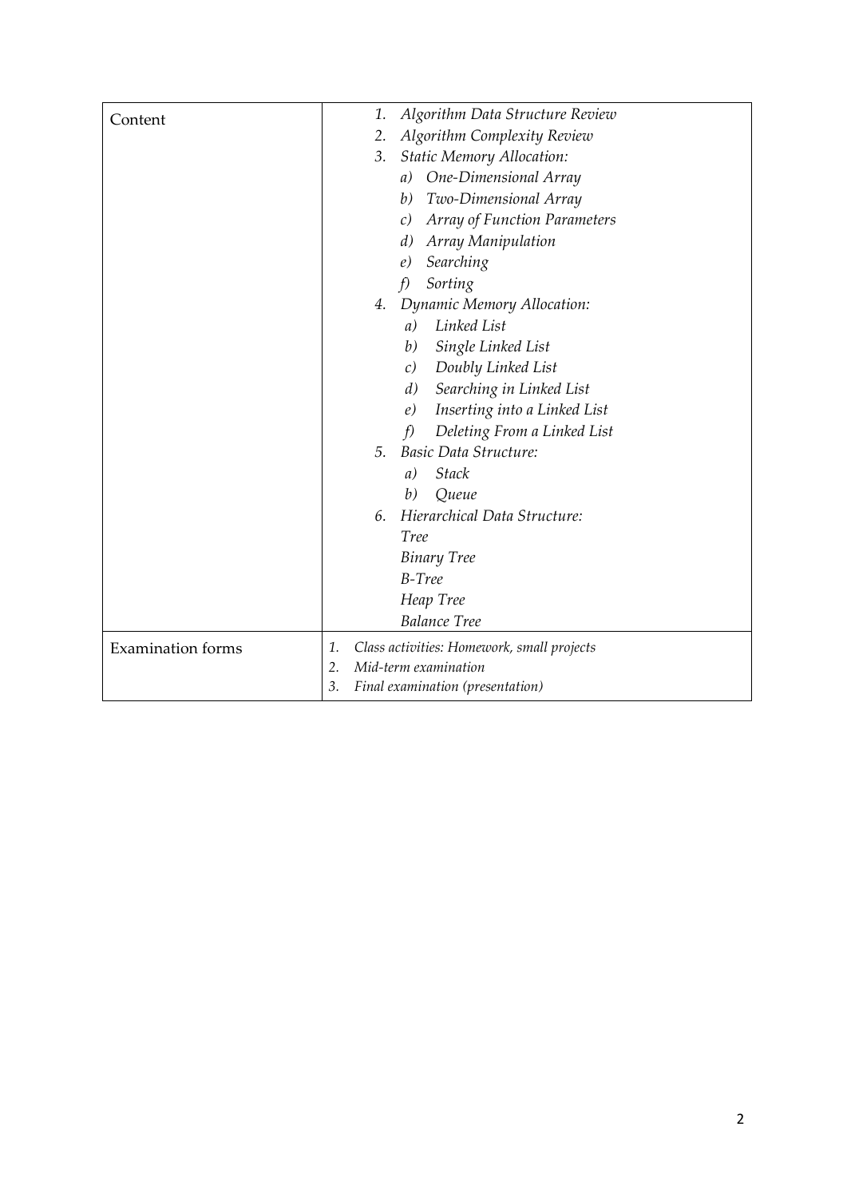| | |
|---|---|
| Content | 1. *Algorithm Data Structure Review*<br>2. *Algorithm Complexity Review*<br>3. *Static Memory Allocation:*<br>&nbsp;&nbsp;&nbsp;&nbsp;*a) One-Dimensional Array*<br>&nbsp;&nbsp;&nbsp;&nbsp;*b) Two-Dimensional Array*<br>&nbsp;&nbsp;&nbsp;&nbsp;*c) Array of Function Parameters*<br>&nbsp;&nbsp;&nbsp;&nbsp;*d) Array Manipulation*<br>&nbsp;&nbsp;&nbsp;&nbsp;*e) Searching*<br>&nbsp;&nbsp;&nbsp;&nbsp;*f) Sorting*<br>4. *Dynamic Memory Allocation:*<br>&nbsp;&nbsp;&nbsp;&nbsp;*a) Linked List*<br>&nbsp;&nbsp;&nbsp;&nbsp;*b) Single Linked List*<br>&nbsp;&nbsp;&nbsp;&nbsp;*c) Doubly Linked List*<br>&nbsp;&nbsp;&nbsp;&nbsp;*d) Searching in Linked List*<br>&nbsp;&nbsp;&nbsp;&nbsp;*e) Inserting into a Linked List*<br>&nbsp;&nbsp;&nbsp;&nbsp;*f) Deleting From a Linked List*<br>5. *Basic Data Structure:*<br>&nbsp;&nbsp;&nbsp;&nbsp;*a) Stack*<br>&nbsp;&nbsp;&nbsp;&nbsp;*b) Queue*<br>6. *Hierarchical Data Structure:*<br>&nbsp;&nbsp;&nbsp;&nbsp;*Tree*<br>&nbsp;&nbsp;&nbsp;&nbsp;*Binary Tree*<br>&nbsp;&nbsp;&nbsp;&nbsp;*B-Tree*<br>&nbsp;&nbsp;&nbsp;&nbsp;*Heap Tree*<br>&nbsp;&nbsp;&nbsp;&nbsp;*Balance Tree* |
| Examination forms | 1. *Class activities: Homework, small projects*<br>2. *Mid-term examination*<br>3. *Final examination (presentation)* |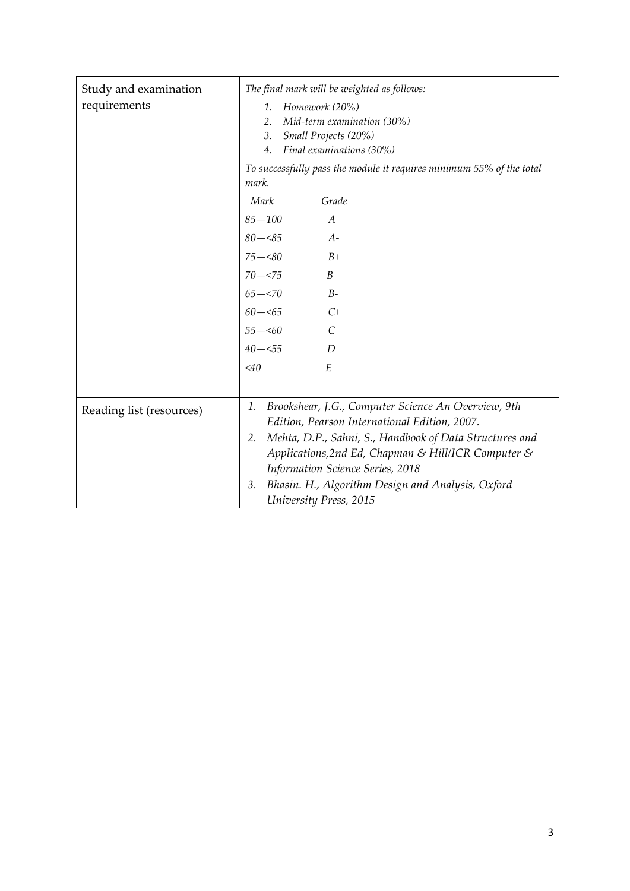| | |
|---|---|
| Study and examination requirements | *The final mark will be weighted as follows:*<br>1. *Homework (20%)*<br>2. *Mid-term examination (30%)*<br>3. *Small Projects (20%)*<br>4. *Final examinations (30%)*<br><br>*To successfully pass the module it requires minimum 55% of the total mark.*<br><br>*Mark — Grade*<br>*85—100 — A*<br>*80—<85 — A-*<br>*75—<80 — B+*<br>*70—<75 — B*<br>*65—<70 — B-*<br>*60—<65 — C+*<br>*55—<60 — C*<br>*40—<55 — D*<br>*<40 — E* |
| Reading list (resources) | 1. *Brookshear, J.G., Computer Science An Overview, 9th Edition, Pearson International Edition, 2007.*<br>2. *Mehta, D.P., Sahni, S., Handbook of Data Structures and Applications,2nd Ed, Chapman & Hill/ICR Computer & Information Science Series, 2018*<br>3. *Bhasin. H., Algorithm Design and Analysis, Oxford University Press, 2015* |